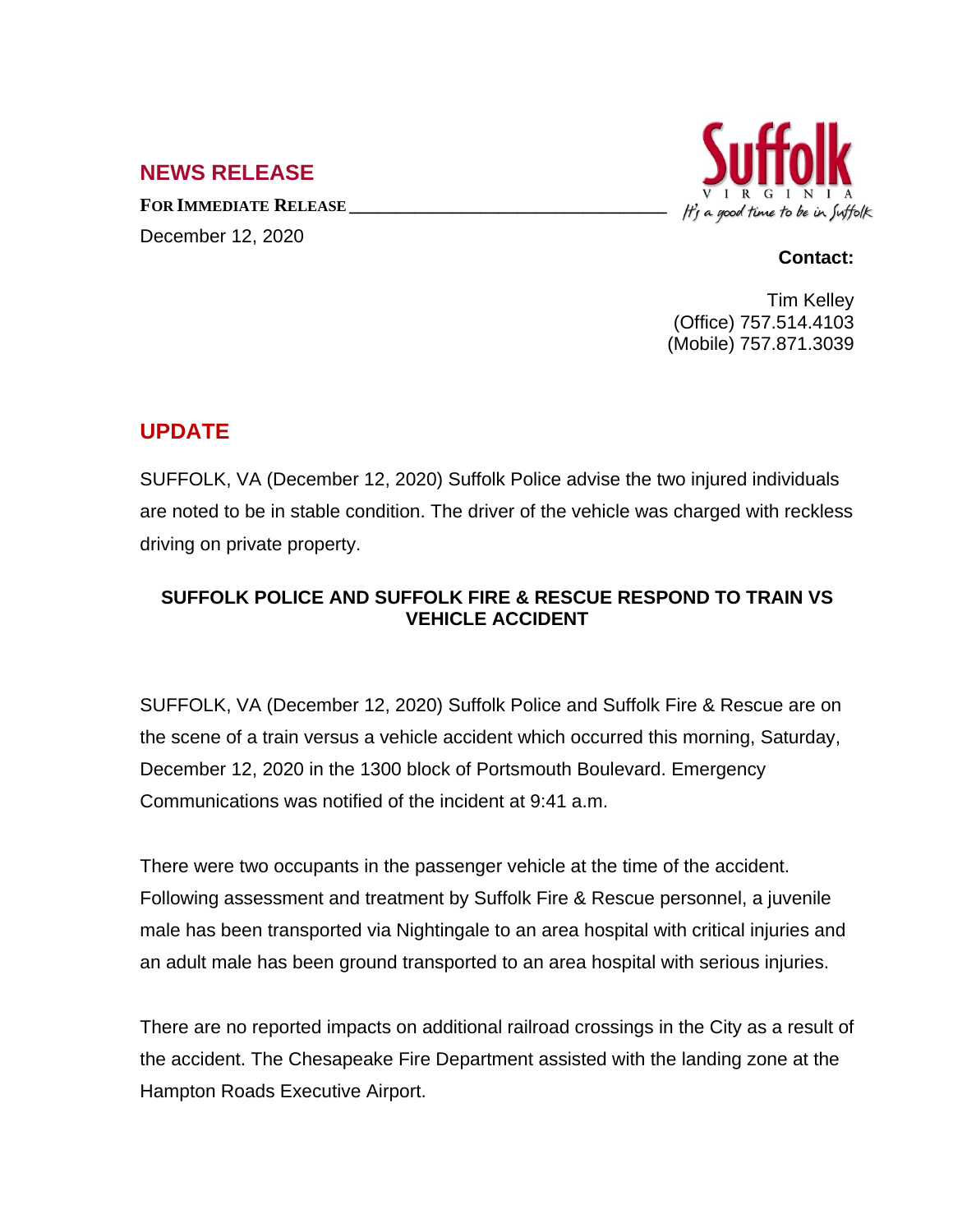## NEWS RELEASE

**FOR IMMEDIATE RELEASE**

December 12, 2020

Suffolk VIRGINIA *It's a good time to be in Suffolk*

**Contact:**

Tim Kelley
(Office) 757.514.4103
(Mobile) 757.871.3039

## UPDATE

SUFFOLK, VA (December 12, 2020) Suffolk Police advise the two injured individuals are noted to be in stable condition. The driver of the vehicle was charged with reckless driving on private property.

**SUFFOLK POLICE AND SUFFOLK FIRE & RESCUE RESPOND TO TRAIN VS VEHICLE ACCIDENT**

SUFFOLK, VA (December 12, 2020) Suffolk Police and Suffolk Fire & Rescue are on the scene of a train versus a vehicle accident which occurred this morning, Saturday, December 12, 2020 in the 1300 block of Portsmouth Boulevard. Emergency Communications was notified of the incident at 9:41 a.m.

There were two occupants in the passenger vehicle at the time of the accident. Following assessment and treatment by Suffolk Fire & Rescue personnel, a juvenile male has been transported via Nightingale to an area hospital with critical injuries and an adult male has been ground transported to an area hospital with serious injuries.

There are no reported impacts on additional railroad crossings in the City as a result of the accident. The Chesapeake Fire Department assisted with the landing zone at the Hampton Roads Executive Airport.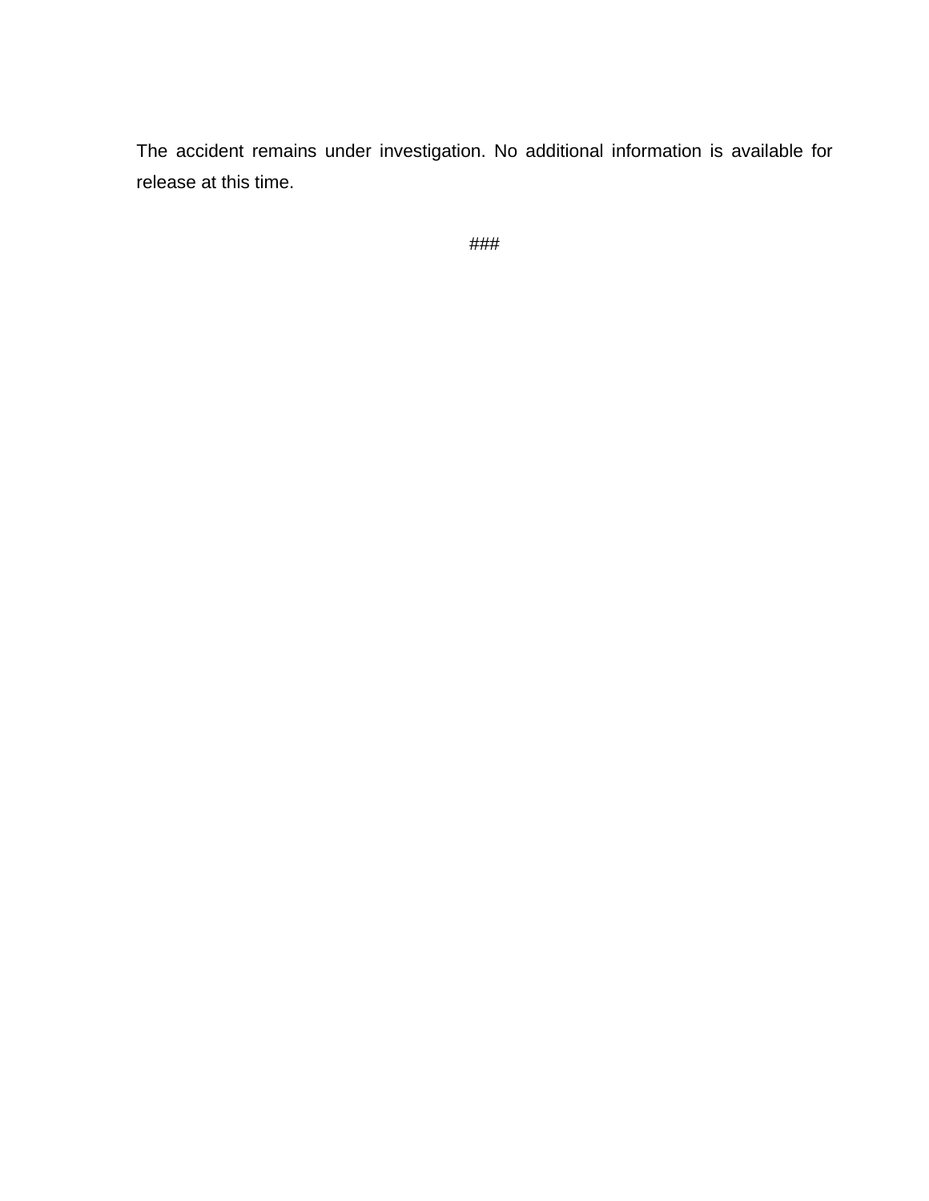The accident remains under investigation. No additional information is available for release at this time.

###